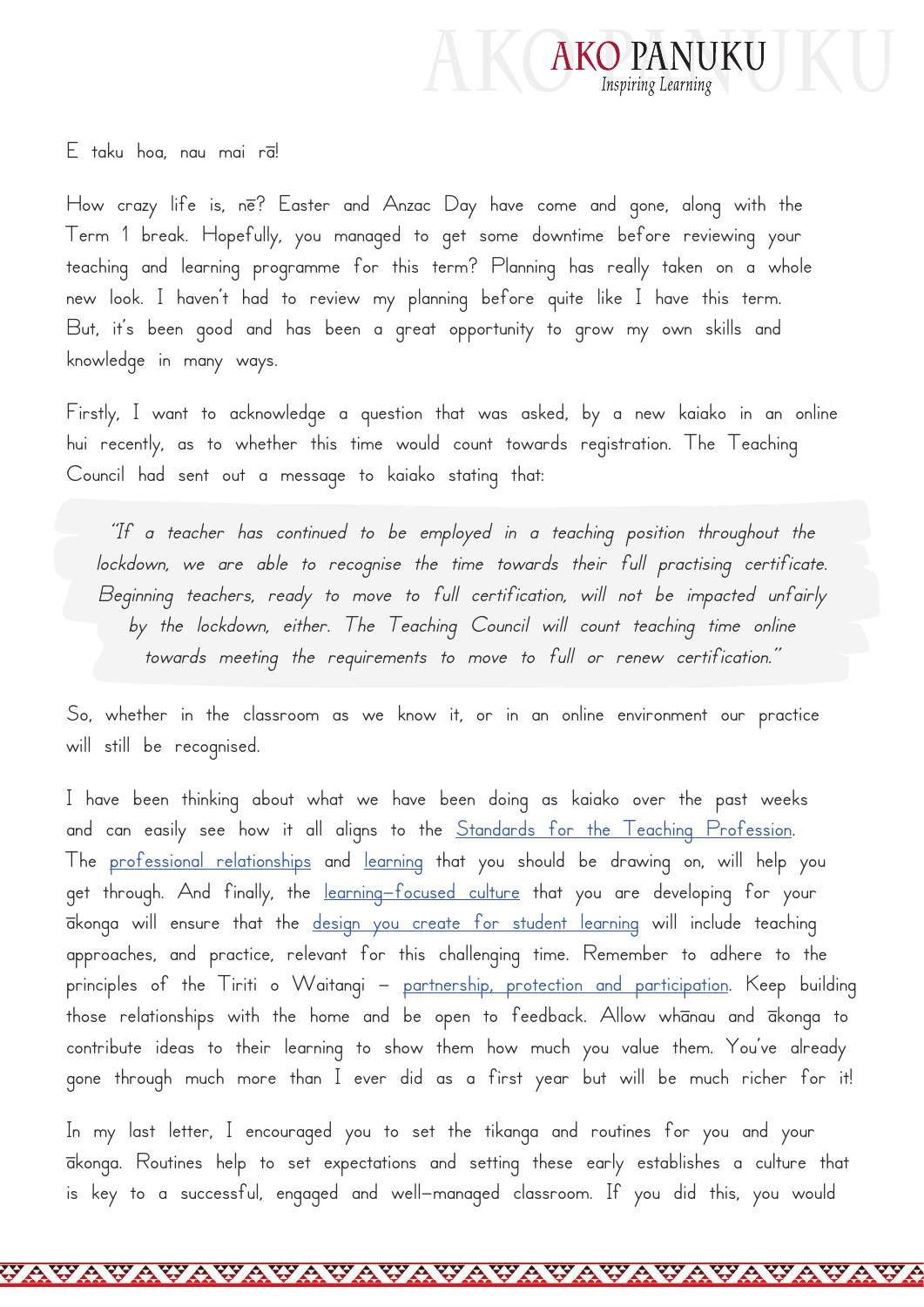E taku hoa, nau mai rā!

How crazy life is, nē? Easter and Anzac Day have come and gone, along with the Term 1 break. Hopefully, you managed to get some downtime before reviewing your teaching and learning programme for this term? Planning has really taken on a whole new look. I haven't had to review my planning before quite like I have this term. But, it's been good and has been a great opportunity to grow my own skills and knowledge in many ways.

Firstly, I want to acknowledge a question that was asked, by a new kaiako in an online hui recently, as to whether this time would count towards registration. The Teaching Council had sent out a message to kaiako stating that:

> *"If a teacher has continued to be employed in a teaching position throughout the lockdown, we are able to recognise the time towards their full practising certificate. Beginning teachers, ready to move to full certification, will not be impacted unfairly by the lockdown, either. The Teaching Council will count teaching time online towards meeting the requirements to move to full or renew certification."*

So, whether in the classroom as we know it, or in an online environment our practice will still be recognised.

I have been thinking about what we have been doing as kaiako over the past weeks and can easily see how it all aligns to the Standards for the Teaching Profession. The professional relationships and learning that you should be drawing on, will help you get through. And finally, the learning-focused culture that you are developing for your ākonga will ensure that the design you create for student learning will include teaching approaches, and practice, relevant for this challenging time. Remember to adhere to the principles of the Tiriti o Waitangi – partnership, protection and participation. Keep building those relationships with the home and be open to feedback. Allow whānau and ākonga to contribute ideas to their learning to show them how much you value them. You've already gone through much more than I ever did as a first year but will be much richer for it!

In my last letter, I encouraged you to set the tikanga and routines for you and your ākonga. Routines help to set expectations and setting these early establishes a culture that is key to a successful, engaged and well-managed classroom. If you did this, you would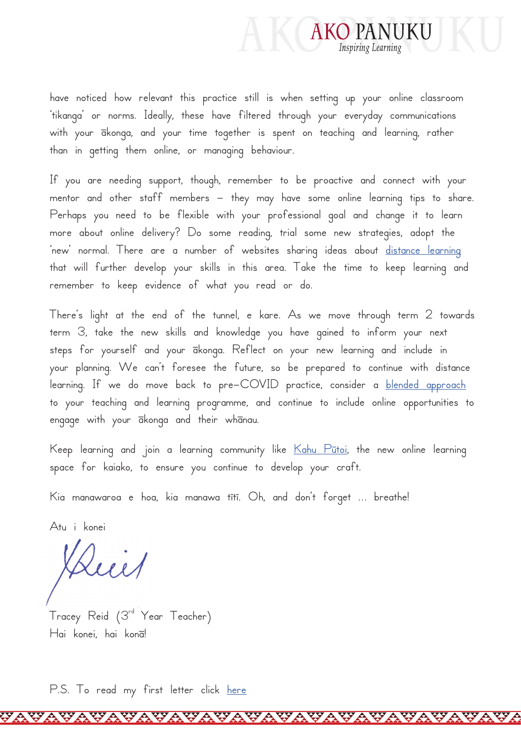have noticed how relevant this practice still is when setting up your online classroom 'tikanga' or norms. Ideally, these have filtered through your everyday communications with your ākonga, and your time together is spent on teaching and learning, rather than in getting them online, or managing behaviour.

If you are needing support, though, remember to be proactive and connect with your mentor and other staff members – they may have some online learning tips to share. Perhaps you need to be flexible with your professional goal and change it to learn more about online delivery? Do some reading, trial some new strategies, adopt the 'new' normal. There are a number of websites sharing ideas about distance learning that will further develop your skills in this area. Take the time to keep learning and remember to keep evidence of what you read or do.

There's light at the end of the tunnel, e kare. As we move through term 2 towards term 3, take the new skills and knowledge you have gained to inform your next steps for yourself and your ākonga. Reflect on your new learning and include in your planning. We can't foresee the future, so be prepared to continue with distance learning. If we do move back to pre-COVID practice, consider a blended approach to your teaching and learning programme, and continue to include online opportunities to engage with your ākonga and their whānau.

Keep learning and join a learning community like Kahu Pūtoi, the new online learning space for kaiako, to ensure you continue to develop your craft.

Kia manawaroa e hoa, kia manawa tītī. Oh, and don't forget … breathe!

Atu i konei

Tracey Reid (3rd Year Teacher)
Hai konei, hai konā!

P.S. To read my first letter click here